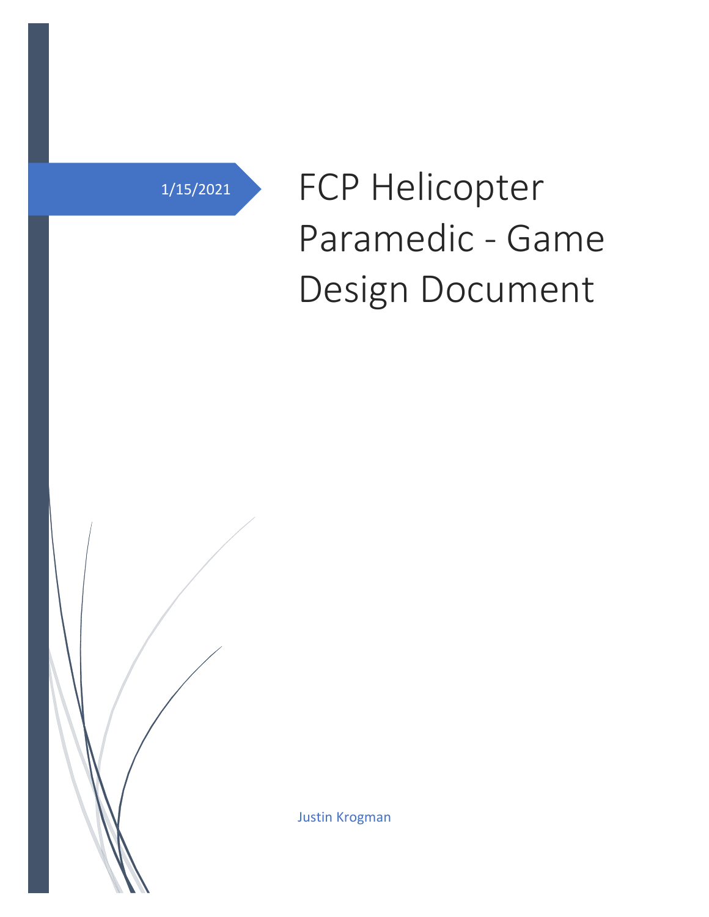1/15/2021

# FCP Helicopter Paramedic - Game Design Document

Justin Krogman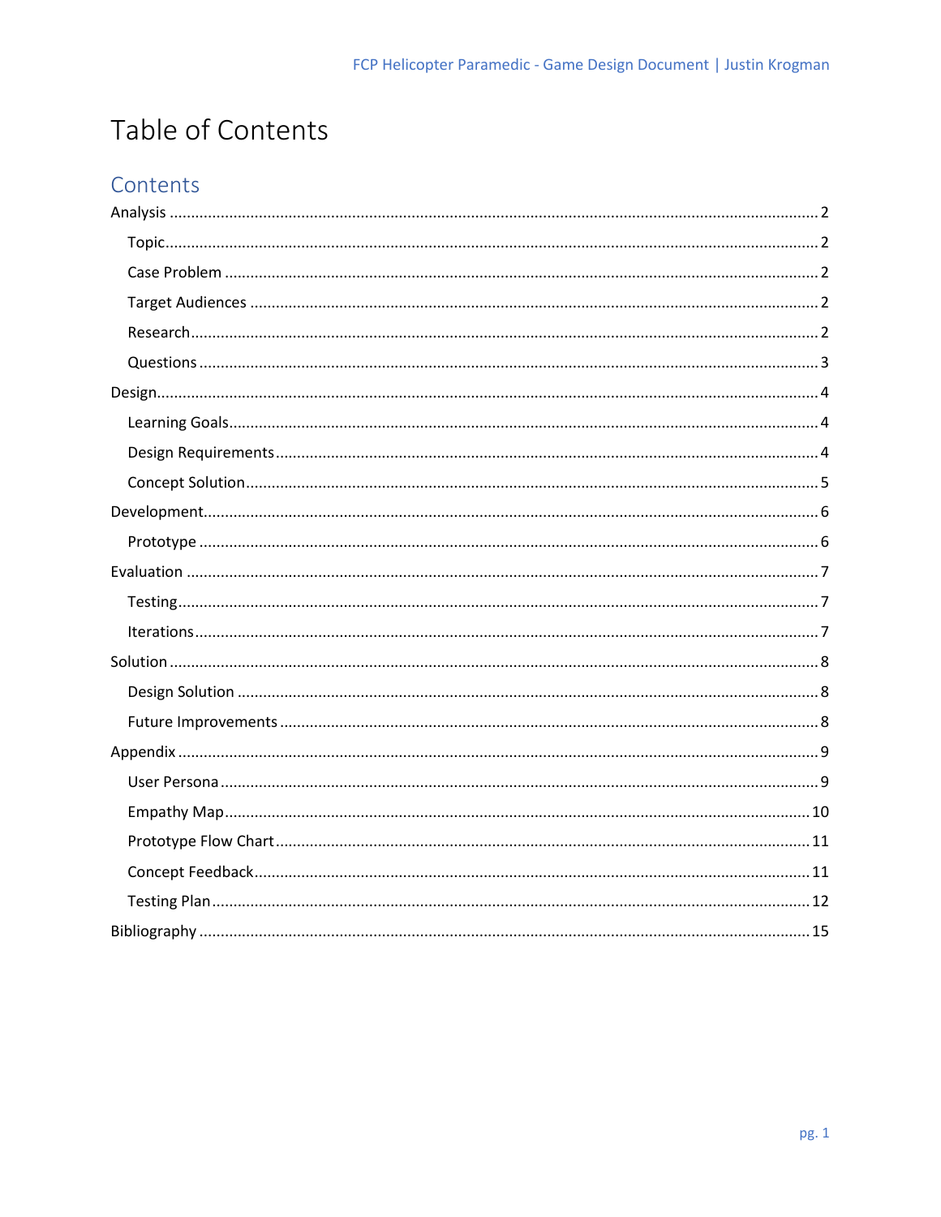# Table of Contents

## Contents

- Analysis ..... 2
  - Topic ..... 2
  - Case Problem ..... 2
  - Target Audiences ..... 2
  - Research ..... 2
  - Questions ..... 3
- Design ..... 4
  - Learning Goals ..... 4
  - Design Requirements ..... 4
  - Concept Solution ..... 5
- Development ..... 6
  - Prototype ..... 6
- Evaluation ..... 7
  - Testing ..... 7
  - Iterations ..... 7
- Solution ..... 8
  - Design Solution ..... 8
  - Future Improvements ..... 8
- Appendix ..... 9
  - User Persona ..... 9
  - Empathy Map ..... 10
  - Prototype Flow Chart ..... 11
  - Concept Feedback ..... 11
  - Testing Plan ..... 12
- Bibliography ..... 15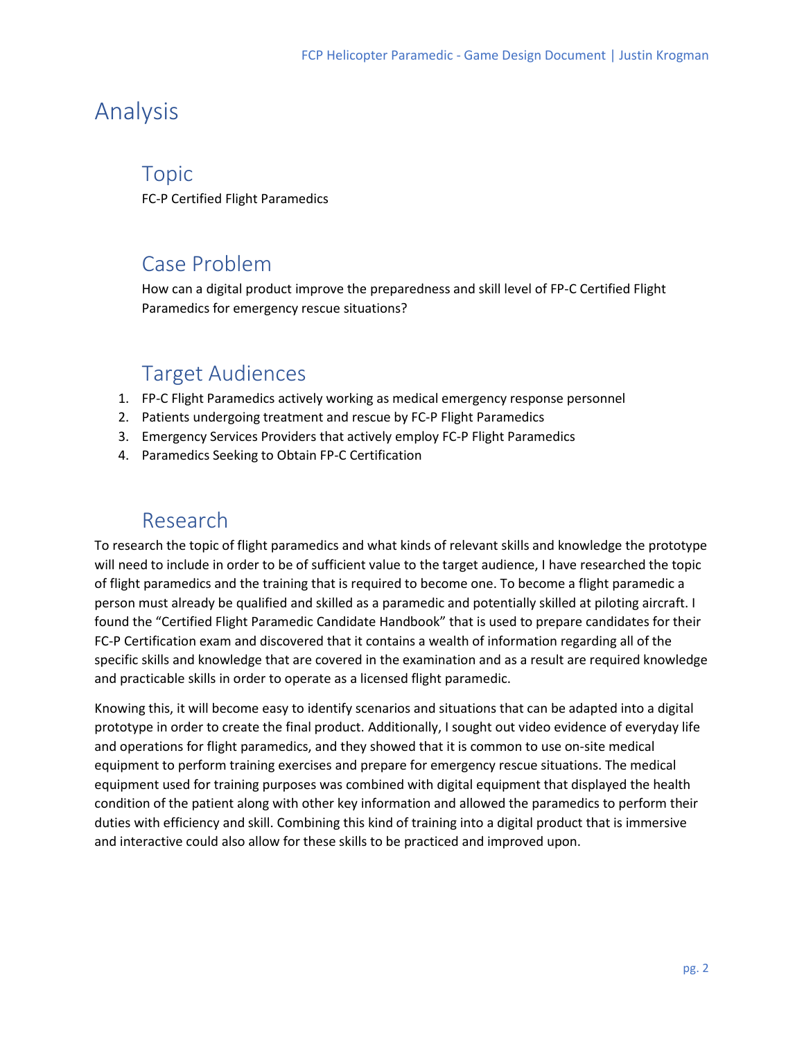# Analysis

## Topic

FC-P Certified Flight Paramedics

## Case Problem

How can a digital product improve the preparedness and skill level of FP-C Certified Flight Paramedics for emergency rescue situations?

## Target Audiences

1. FP-C Flight Paramedics actively working as medical emergency response personnel
2. Patients undergoing treatment and rescue by FC-P Flight Paramedics
3. Emergency Services Providers that actively employ FC-P Flight Paramedics
4. Paramedics Seeking to Obtain FP-C Certification

## Research

To research the topic of flight paramedics and what kinds of relevant skills and knowledge the prototype will need to include in order to be of sufficient value to the target audience, I have researched the topic of flight paramedics and the training that is required to become one. To become a flight paramedic a person must already be qualified and skilled as a paramedic and potentially skilled at piloting aircraft. I found the "Certified Flight Paramedic Candidate Handbook" that is used to prepare candidates for their FC-P Certification exam and discovered that it contains a wealth of information regarding all of the specific skills and knowledge that are covered in the examination and as a result are required knowledge and practicable skills in order to operate as a licensed flight paramedic.

Knowing this, it will become easy to identify scenarios and situations that can be adapted into a digital prototype in order to create the final product. Additionally, I sought out video evidence of everyday life and operations for flight paramedics, and they showed that it is common to use on-site medical equipment to perform training exercises and prepare for emergency rescue situations. The medical equipment used for training purposes was combined with digital equipment that displayed the health condition of the patient along with other key information and allowed the paramedics to perform their duties with efficiency and skill. Combining this kind of training into a digital product that is immersive and interactive could also allow for these skills to be practiced and improved upon.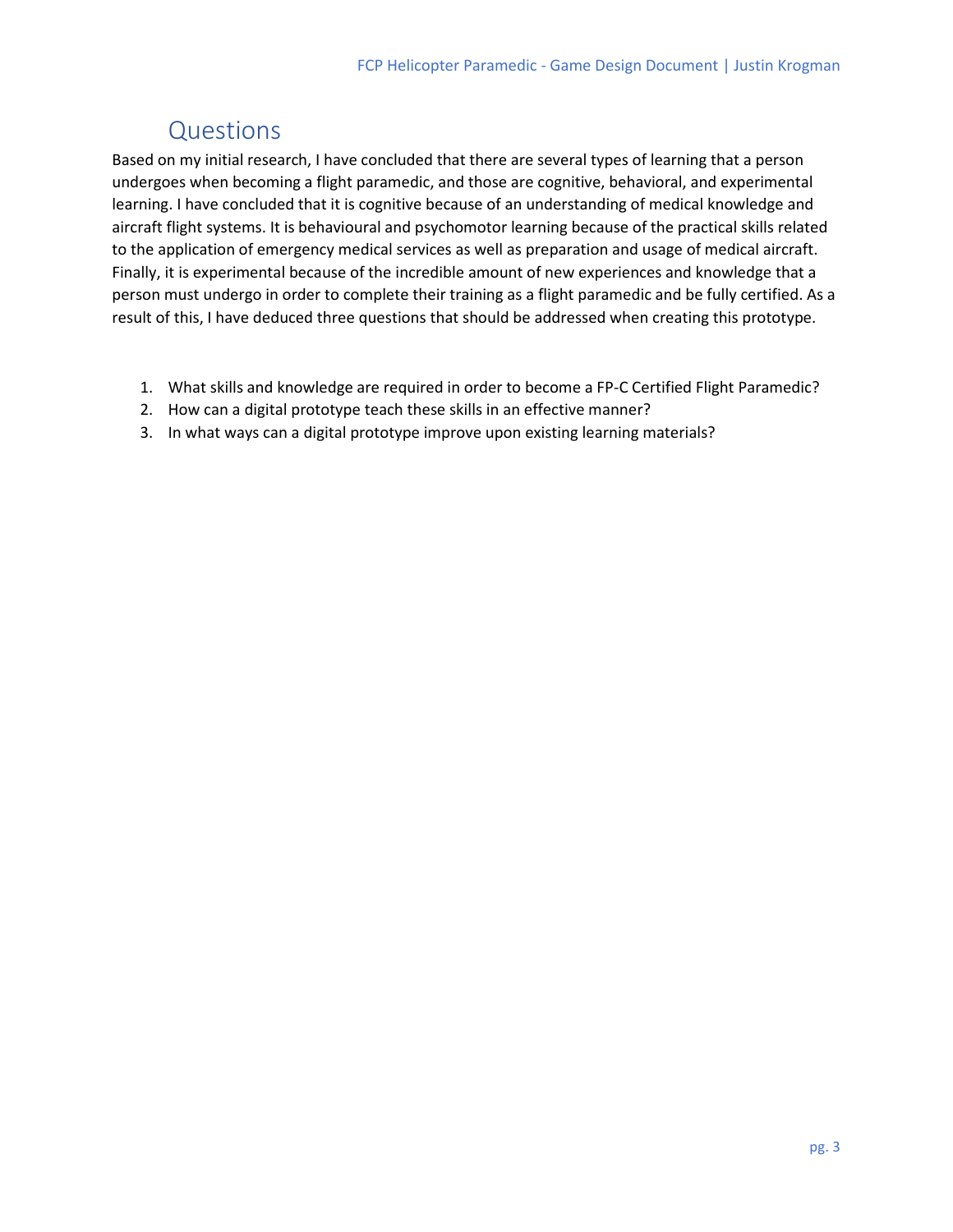## Questions

Based on my initial research, I have concluded that there are several types of learning that a person undergoes when becoming a flight paramedic, and those are cognitive, behavioral, and experimental learning. I have concluded that it is cognitive because of an understanding of medical knowledge and aircraft flight systems. It is behavioural and psychomotor learning because of the practical skills related to the application of emergency medical services as well as preparation and usage of medical aircraft. Finally, it is experimental because of the incredible amount of new experiences and knowledge that a person must undergo in order to complete their training as a flight paramedic and be fully certified. As a result of this, I have deduced three questions that should be addressed when creating this prototype.

1. What skills and knowledge are required in order to become a FP-C Certified Flight Paramedic?
2. How can a digital prototype teach these skills in an effective manner?
3. In what ways can a digital prototype improve upon existing learning materials?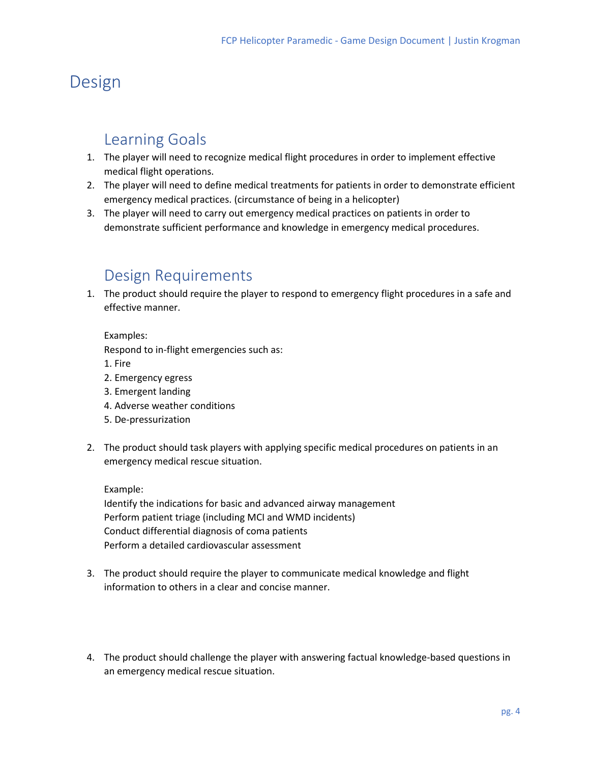# Design

## Learning Goals

1. The player will need to recognize medical flight procedures in order to implement effective medical flight operations.
2. The player will need to define medical treatments for patients in order to demonstrate efficient emergency medical practices. (circumstance of being in a helicopter)
3. The player will need to carry out emergency medical practices on patients in order to demonstrate sufficient performance and knowledge in emergency medical procedures.

## Design Requirements

1. The product should require the player to respond to emergency flight procedures in a safe and effective manner.

   Examples:
   Respond to in-flight emergencies such as:
   1. Fire
   2. Emergency egress
   3. Emergent landing
   4. Adverse weather conditions
   5. De-pressurization

2. The product should task players with applying specific medical procedures on patients in an emergency medical rescue situation.

   Example:
   Identify the indications for basic and advanced airway management
   Perform patient triage (including MCI and WMD incidents)
   Conduct differential diagnosis of coma patients
   Perform a detailed cardiovascular assessment

3. The product should require the player to communicate medical knowledge and flight information to others in a clear and concise manner.

4. The product should challenge the player with answering factual knowledge-based questions in an emergency medical rescue situation.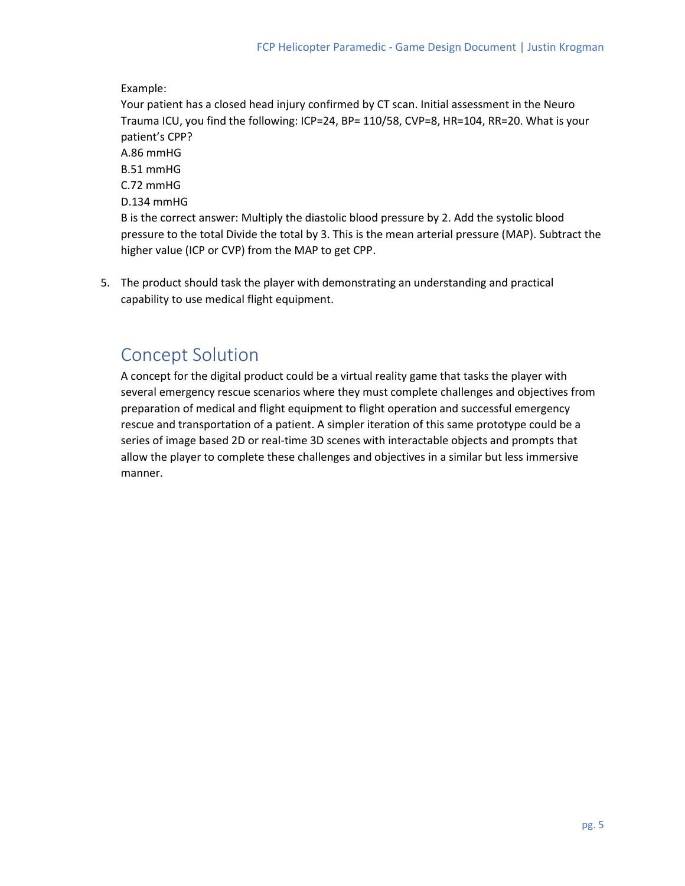Example:

Your patient has a closed head injury confirmed by CT scan. Initial assessment in the Neuro Trauma ICU, you find the following: ICP=24, BP= 110/58, CVP=8, HR=104, RR=20. What is your patient's CPP?

A.86 mmHG

B.51 mmHG

C.72 mmHG

D.134 mmHG

B is the correct answer: Multiply the diastolic blood pressure by 2. Add the systolic blood pressure to the total Divide the total by 3. This is the mean arterial pressure (MAP). Subtract the higher value (ICP or CVP) from the MAP to get CPP.

5. The product should task the player with demonstrating an understanding and practical capability to use medical flight equipment.

## Concept Solution

A concept for the digital product could be a virtual reality game that tasks the player with several emergency rescue scenarios where they must complete challenges and objectives from preparation of medical and flight equipment to flight operation and successful emergency rescue and transportation of a patient. A simpler iteration of this same prototype could be a series of image based 2D or real-time 3D scenes with interactable objects and prompts that allow the player to complete these challenges and objectives in a similar but less immersive manner.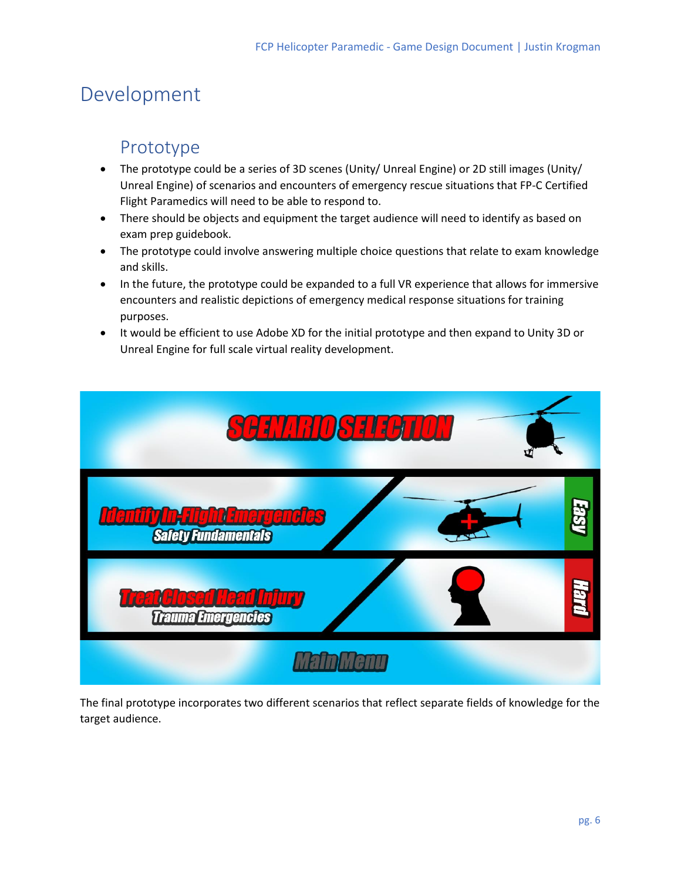# Development

## Prototype

- The prototype could be a series of 3D scenes (Unity/ Unreal Engine) or 2D still images (Unity/ Unreal Engine) of scenarios and encounters of emergency rescue situations that FP-C Certified Flight Paramedics will need to be able to respond to.
- There should be objects and equipment the target audience will need to identify as based on exam prep guidebook.
- The prototype could involve answering multiple choice questions that relate to exam knowledge and skills.
- In the future, the prototype could be expanded to a full VR experience that allows for immersive encounters and realistic depictions of emergency medical response situations for training purposes.
- It would be efficient to use Adobe XD for the initial prototype and then expand to Unity 3D or Unreal Engine for full scale virtual reality development.

SCENARIO SELECTION

Identify In-Flight Emergencies
Safety Fundamentals
Easy

Treat Closed Head Injury
Trauma Emergencies
Hard

Main Menu

The final prototype incorporates two different scenarios that reflect separate fields of knowledge for the target audience.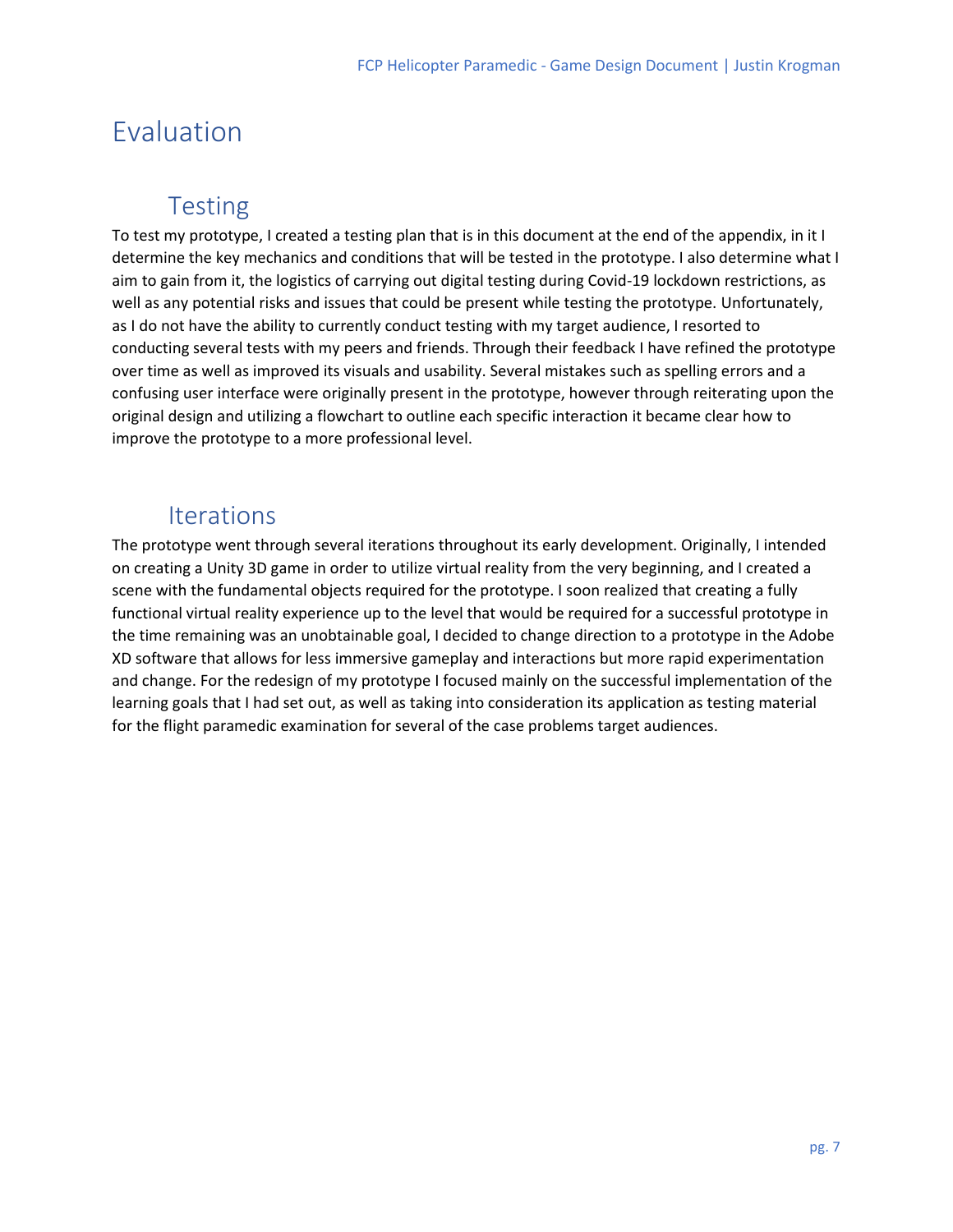# Evaluation

## Testing

To test my prototype, I created a testing plan that is in this document at the end of the appendix, in it I determine the key mechanics and conditions that will be tested in the prototype. I also determine what I aim to gain from it, the logistics of carrying out digital testing during Covid-19 lockdown restrictions, as well as any potential risks and issues that could be present while testing the prototype. Unfortunately, as I do not have the ability to currently conduct testing with my target audience, I resorted to conducting several tests with my peers and friends. Through their feedback I have refined the prototype over time as well as improved its visuals and usability. Several mistakes such as spelling errors and a confusing user interface were originally present in the prototype, however through reiterating upon the original design and utilizing a flowchart to outline each specific interaction it became clear how to improve the prototype to a more professional level.

## Iterations

The prototype went through several iterations throughout its early development. Originally, I intended on creating a Unity 3D game in order to utilize virtual reality from the very beginning, and I created a scene with the fundamental objects required for the prototype. I soon realized that creating a fully functional virtual reality experience up to the level that would be required for a successful prototype in the time remaining was an unobtainable goal, I decided to change direction to a prototype in the Adobe XD software that allows for less immersive gameplay and interactions but more rapid experimentation and change. For the redesign of my prototype I focused mainly on the successful implementation of the learning goals that I had set out, as well as taking into consideration its application as testing material for the flight paramedic examination for several of the case problems target audiences.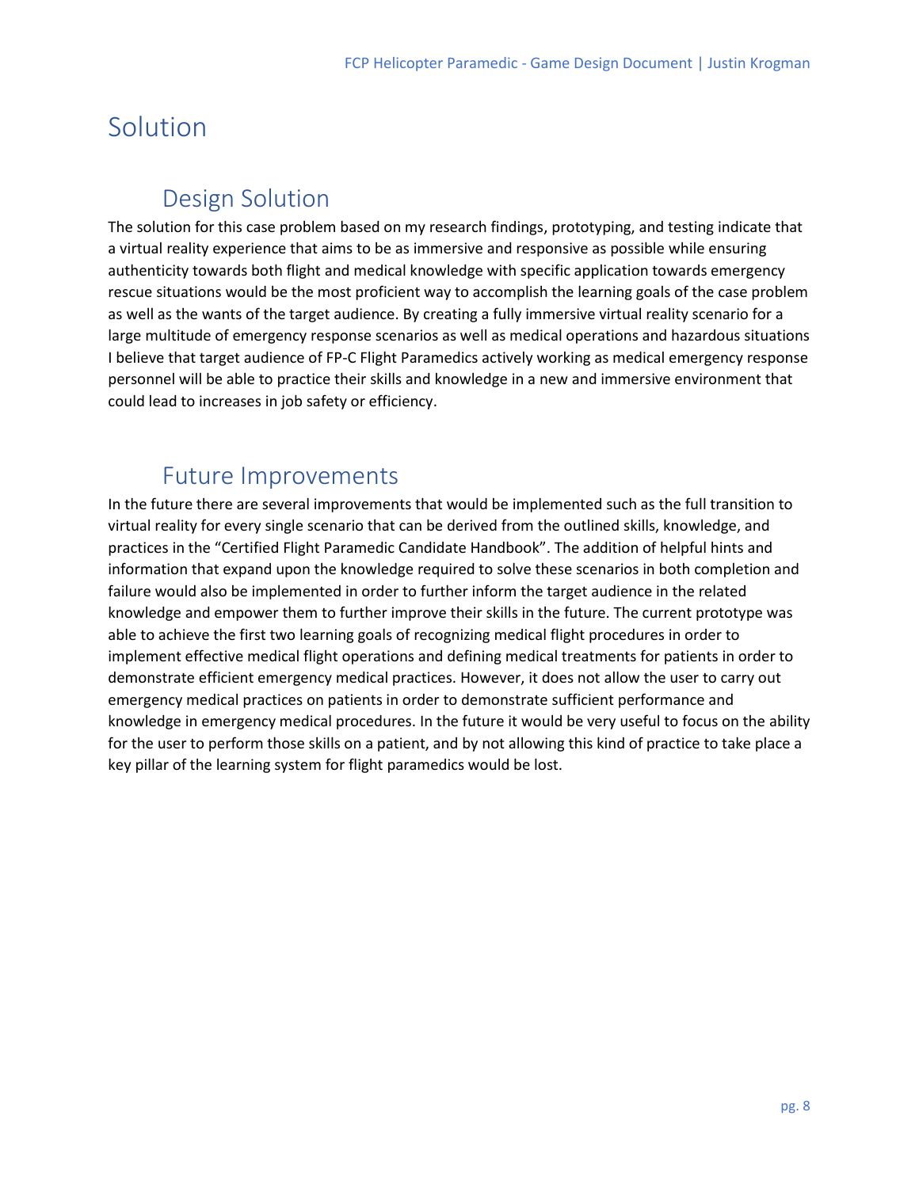# Solution

## Design Solution

The solution for this case problem based on my research findings, prototyping, and testing indicate that a virtual reality experience that aims to be as immersive and responsive as possible while ensuring authenticity towards both flight and medical knowledge with specific application towards emergency rescue situations would be the most proficient way to accomplish the learning goals of the case problem as well as the wants of the target audience. By creating a fully immersive virtual reality scenario for a large multitude of emergency response scenarios as well as medical operations and hazardous situations I believe that target audience of FP-C Flight Paramedics actively working as medical emergency response personnel will be able to practice their skills and knowledge in a new and immersive environment that could lead to increases in job safety or efficiency.

## Future Improvements

In the future there are several improvements that would be implemented such as the full transition to virtual reality for every single scenario that can be derived from the outlined skills, knowledge, and practices in the "Certified Flight Paramedic Candidate Handbook". The addition of helpful hints and information that expand upon the knowledge required to solve these scenarios in both completion and failure would also be implemented in order to further inform the target audience in the related knowledge and empower them to further improve their skills in the future. The current prototype was able to achieve the first two learning goals of recognizing medical flight procedures in order to implement effective medical flight operations and defining medical treatments for patients in order to demonstrate efficient emergency medical practices. However, it does not allow the user to carry out emergency medical practices on patients in order to demonstrate sufficient performance and knowledge in emergency medical procedures. In the future it would be very useful to focus on the ability for the user to perform those skills on a patient, and by not allowing this kind of practice to take place a key pillar of the learning system for flight paramedics would be lost.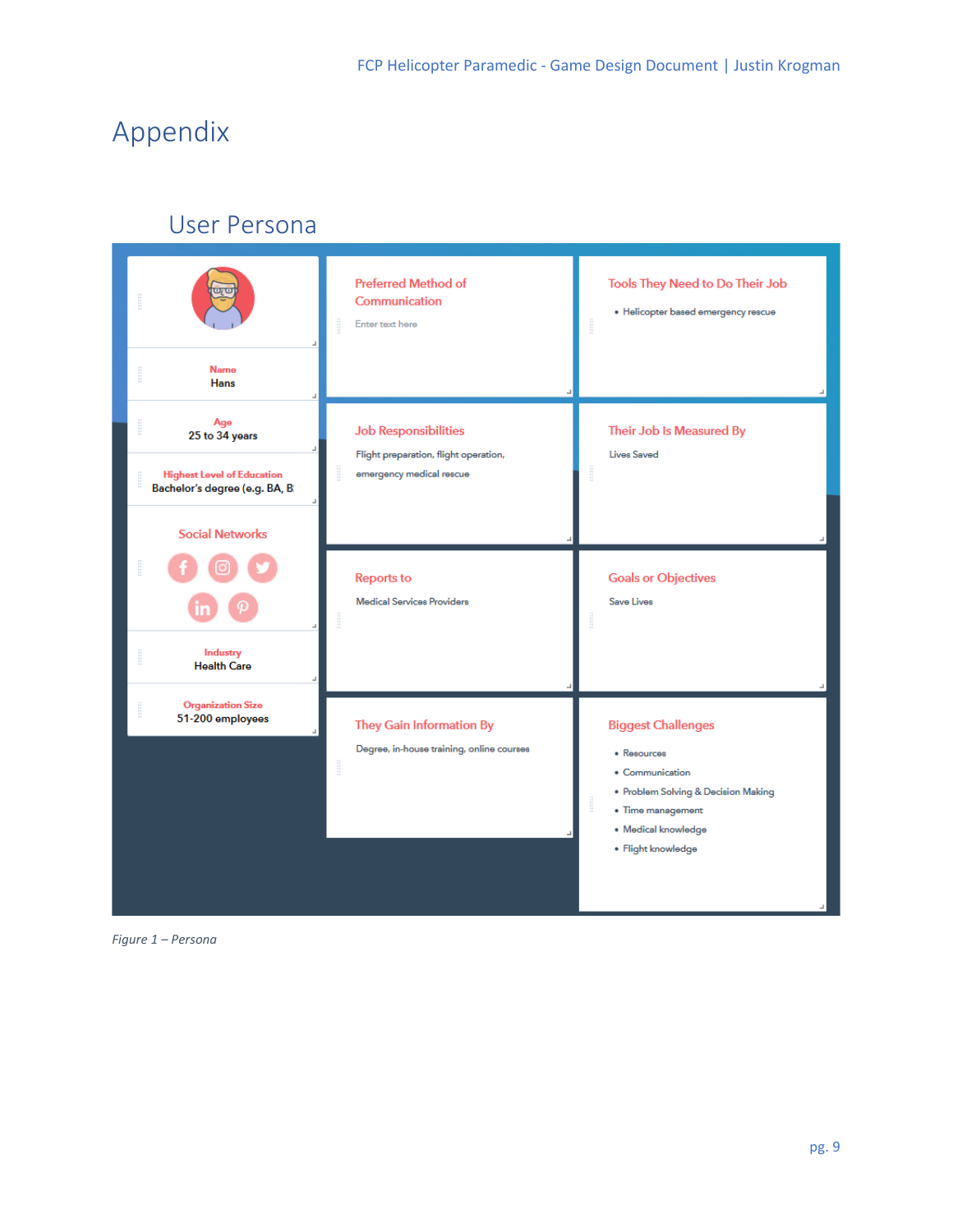# Appendix

## User Persona

**Name**
Hans

**Age**
25 to 34 years

**Highest Level of Education**
Bachelor's degree (e.g. BA, B

**Social Networks**

**Industry**
Health Care

**Organization Size**
51-200 employees

**Preferred Method of Communication**

Enter text here

**Tools They Need to Do Their Job**

- Helicopter based emergency rescue

**Job Responsibilities**

Flight preparation, flight operation, emergency medical rescue

**Their Job Is Measured By**

Lives Saved

**Reports to**

Medical Services Providers

**Goals or Objectives**

Save Lives

**They Gain Information By**

Degree, in-house training, online courses

**Biggest Challenges**

- Resources
- Communication
- Problem Solving & Decision Making
- Time management
- Medical knowledge
- Flight knowledge

*Figure 1 – Persona*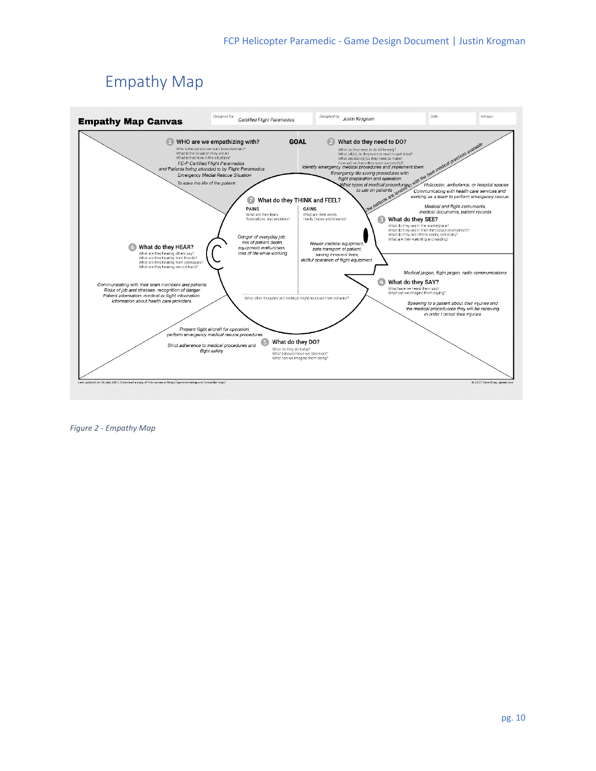# Empathy Map

## Empathy Map Canvas

Designed for: Certified Flight Paramedics

Designed by: Justin Krogman

Date:

Version:

**GOAL**

**1 WHO are we empathizing with?**

Who is the person we want to understand?
What is the situation they are in?
What is their role in the situation?

*FC-P Certified Flight Paramedics and Patients being attended to by Flight Paramedics*

*Emergency Medial Rescue Situation*

*To save the life of the patient*

**2 What do they need to DO?**

What do they need to do differently?
What job(s) do they want or need to get done?
What decision(s) do they need to make?
How will we know they were successful?

*Identify emergency medical procedures and implement them*

*Emergency life saving procedures with flight preparation and operation*

*What types of medical procedures to use on patients*

*The patients are tended to with the best medical practices available*

**3 What do they SEE?**

What do they see in the marketplace?
What do they see in their immediate environment?
What do they see others saying and doing?
What are they watching and reading?

*Helicopter, ambulance, or hospital spaces*

*Communicating with health care services and working as a team to perform emergency rescue*

*Medical and flight instruments, medical documents, patient records*

**4 What do they SAY?**

What have we heard them say?
What can we imagine them saying?

*Medical jargon, flight jargon, radio communications*

*Speaking to a patient about their injuries and the medical procedures they will be receiving in order t otreat their injuries*

**5 What do they DO?**

What do they do today?
What behavior have we observed?
What can we imagine them doing?

*Prepare flight aircraft for operation, perform emergency medical resuce procedures*

*Strict adherence to medical procedures and flight safety*

**6 What do they HEAR?**

What are they hearing others say?
What are they hearing from friends?
What are they hearing from colleagues?
What are they hearing second-hand?

*Communicating with their team members and patients*

*Risks of job and stresses, recognition of danger*

*Patient information, medical or flight information.*

*Information about health care providers.*

**7 What do they THINK and FEEL?**

**PAINS**

What are their fears, frustrations, and anxieties?

*Danger of everyday job, risk of patient death, equipment malfunction, loss of life while working*

**GAINS**

What are their wants, needs, hopes and dreams?

*Newer medical equipment, safe transport of patient, saving innocent lives, skillful operation of flight equipment.*

What other thoughts and feelings might motivate their behavior?

Last updated on 10 July 2017. Download a copy of this canvas at http://gamestorming.com/empathy-map/

© 2017 Dave Gray, xplane.com

*Figure 2 - Empathy Map*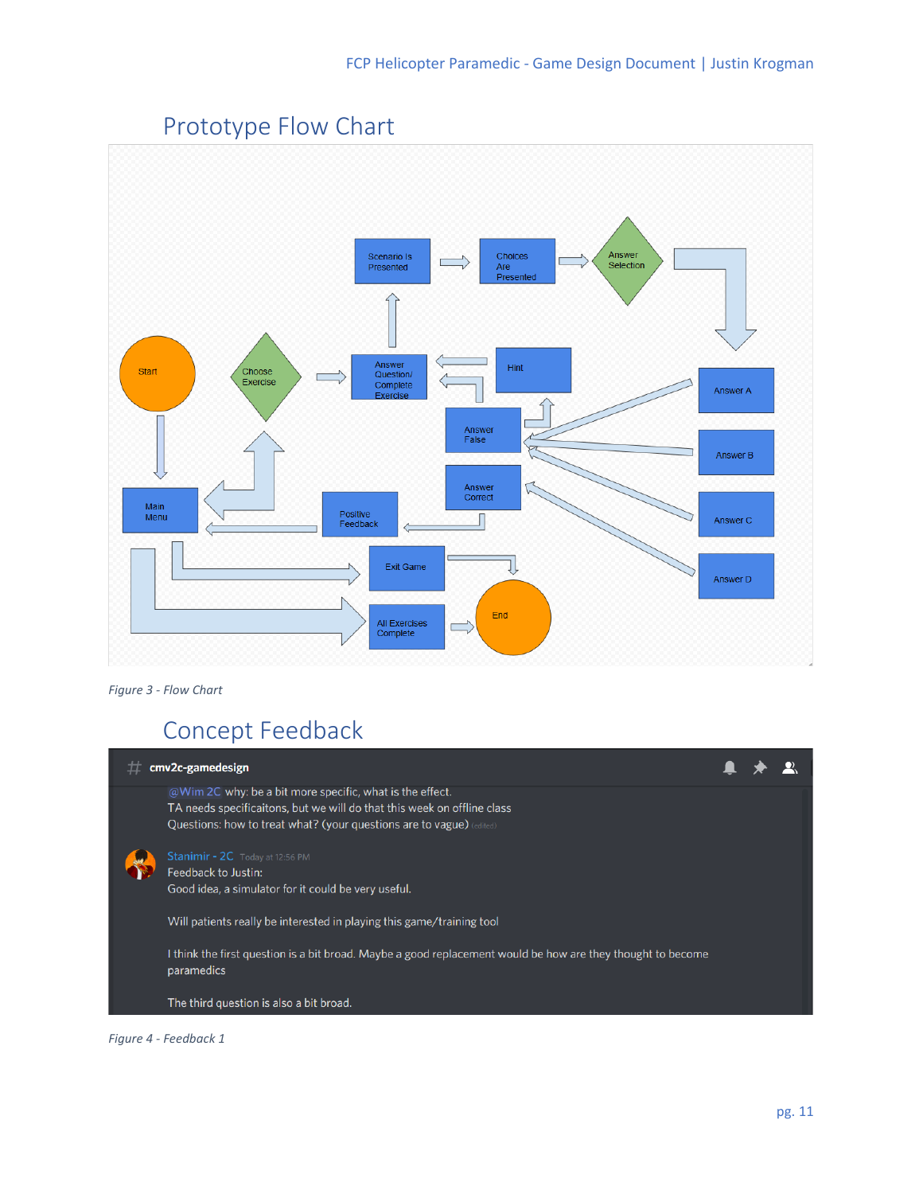## Prototype Flow Chart

*Figure 3 - Flow Chart*

## Concept Feedback

cmv2c-gamedesign

@Wim 2C why: be a bit more specific, what is the effect.
TA needs specificaitons, but we will do that this week on offline class
Questions: how to treat what? (your questions are to vague) (edited)

Stanimir - 2C Today at 12:56 PM
Feedback to Justin:
Good idea, a simulator for it could be very useful.

Will patients really be interested in playing this game/training tool

I think the first question is a bit broad. Maybe a good replacement would be how are they thought to become paramedics

The third question is also a bit broad.

*Figure 4 - Feedback 1*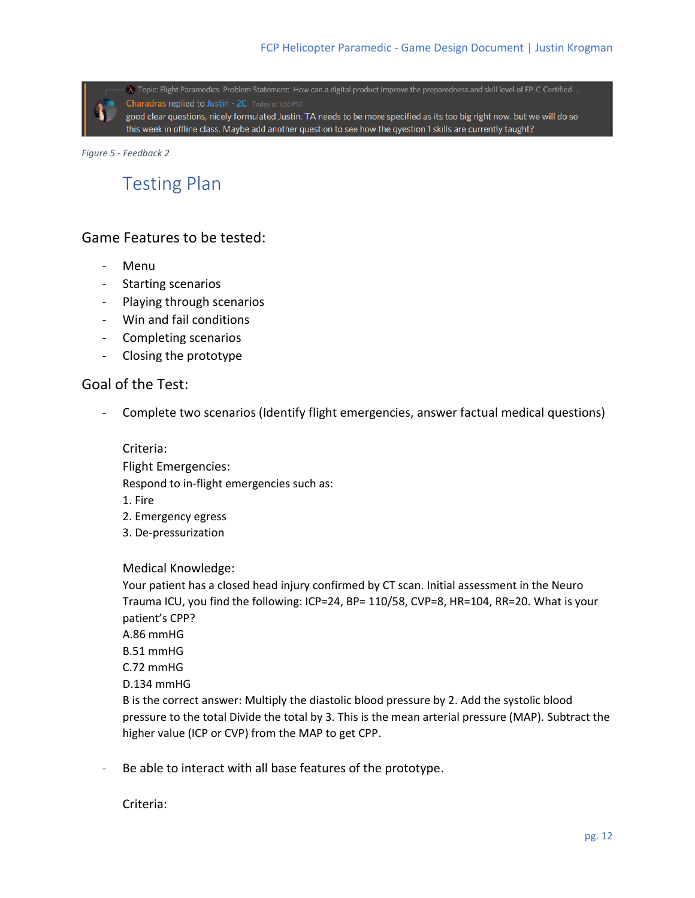Topic: Flight Paramedics Problem Statement: How can a digital product improve the preparedness and skill level of FP-C Certified ...
Charadras replied to Justin - 2C Today at 1:36 PM
good clear questions, nicely formulated Justin. TA needs to be more specified as its too big right now. but we will do so this week in offline class. Maybe add another question to see how the qyestion 1 skills are currently taught?

*Figure 5 - Feedback 2*

# Testing Plan

## Game Features to be tested:

- Menu
- Starting scenarios
- Playing through scenarios
- Win and fail conditions
- Completing scenarios
- Closing the prototype

## Goal of the Test:

- Complete two scenarios (Identify flight emergencies, answer factual medical questions)

  Criteria:
  Flight Emergencies:
  Respond to in-flight emergencies such as:
  1. Fire
  2. Emergency egress
  3. De-pressurization

  Medical Knowledge:
  Your patient has a closed head injury confirmed by CT scan. Initial assessment in the Neuro Trauma ICU, you find the following: ICP=24, BP= 110/58, CVP=8, HR=104, RR=20. What is your patient's CPP?
  A.86 mmHG
  B.51 mmHG
  C.72 mmHG
  D.134 mmHG
  B is the correct answer: Multiply the diastolic blood pressure by 2. Add the systolic blood pressure to the total Divide the total by 3. This is the mean arterial pressure (MAP). Subtract the higher value (ICP or CVP) from the MAP to get CPP.

- Be able to interact with all base features of the prototype.

  Criteria: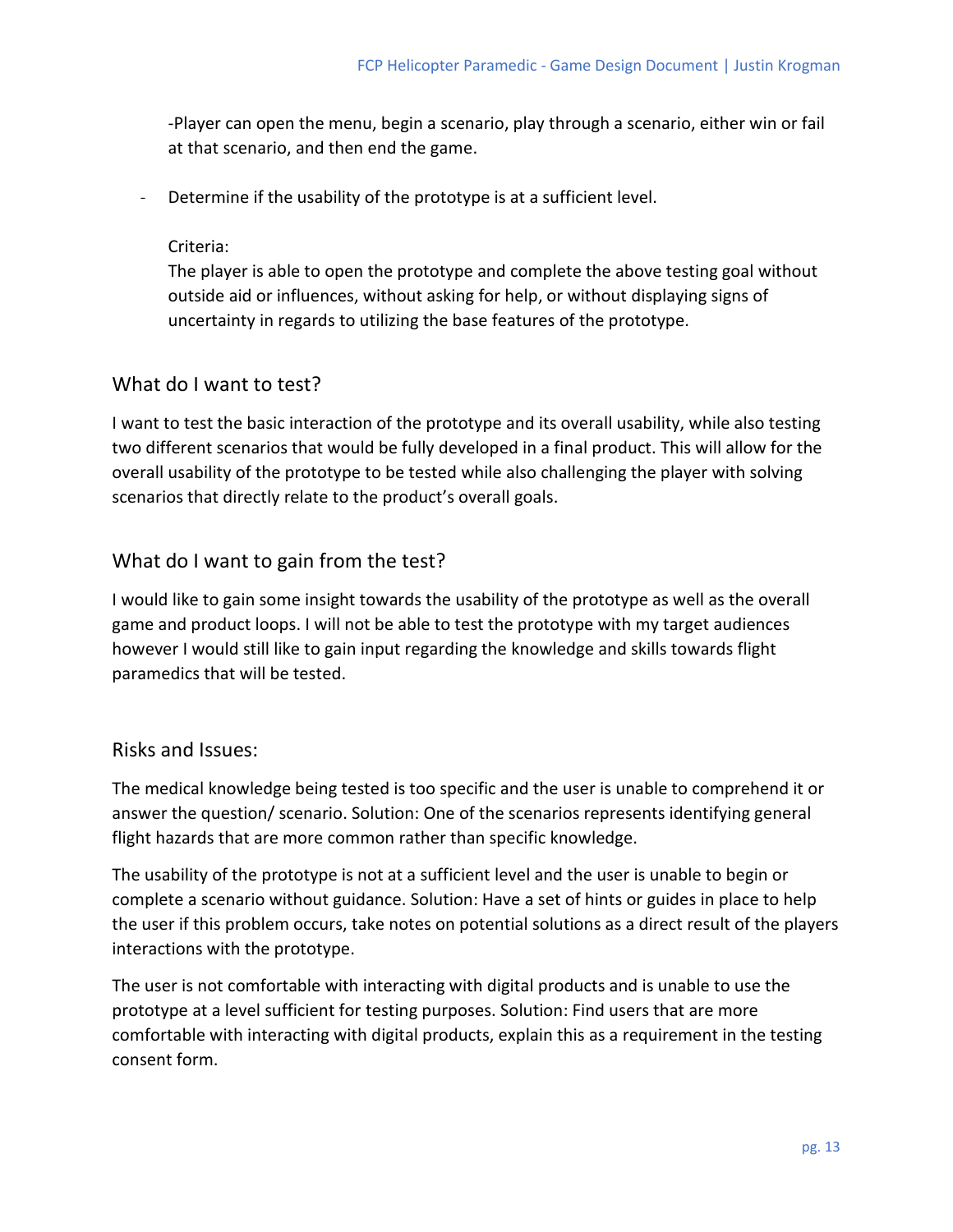-Player can open the menu, begin a scenario, play through a scenario, either win or fail at that scenario, and then end the game.

- Determine if the usability of the prototype is at a sufficient level.

  Criteria:
  The player is able to open the prototype and complete the above testing goal without outside aid or influences, without asking for help, or without displaying signs of uncertainty in regards to utilizing the base features of the prototype.

## What do I want to test?

I want to test the basic interaction of the prototype and its overall usability, while also testing two different scenarios that would be fully developed in a final product. This will allow for the overall usability of the prototype to be tested while also challenging the player with solving scenarios that directly relate to the product's overall goals.

## What do I want to gain from the test?

I would like to gain some insight towards the usability of the prototype as well as the overall game and product loops. I will not be able to test the prototype with my target audiences however I would still like to gain input regarding the knowledge and skills towards flight paramedics that will be tested.

## Risks and Issues:

The medical knowledge being tested is too specific and the user is unable to comprehend it or answer the question/ scenario. Solution: One of the scenarios represents identifying general flight hazards that are more common rather than specific knowledge.

The usability of the prototype is not at a sufficient level and the user is unable to begin or complete a scenario without guidance. Solution: Have a set of hints or guides in place to help the user if this problem occurs, take notes on potential solutions as a direct result of the players interactions with the prototype.

The user is not comfortable with interacting with digital products and is unable to use the prototype at a level sufficient for testing purposes. Solution: Find users that are more comfortable with interacting with digital products, explain this as a requirement in the testing consent form.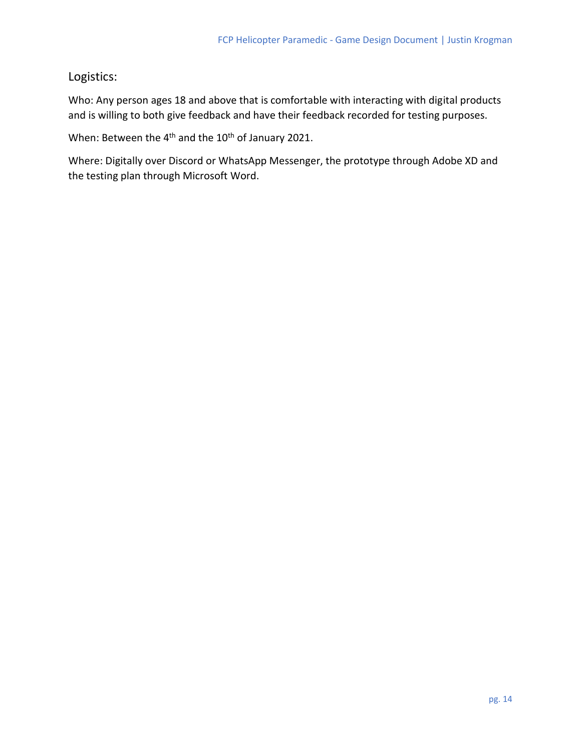## Logistics:

Who: Any person ages 18 and above that is comfortable with interacting with digital products and is willing to both give feedback and have their feedback recorded for testing purposes.

When: Between the 4th and the 10th of January 2021.

Where: Digitally over Discord or WhatsApp Messenger, the prototype through Adobe XD and the testing plan through Microsoft Word.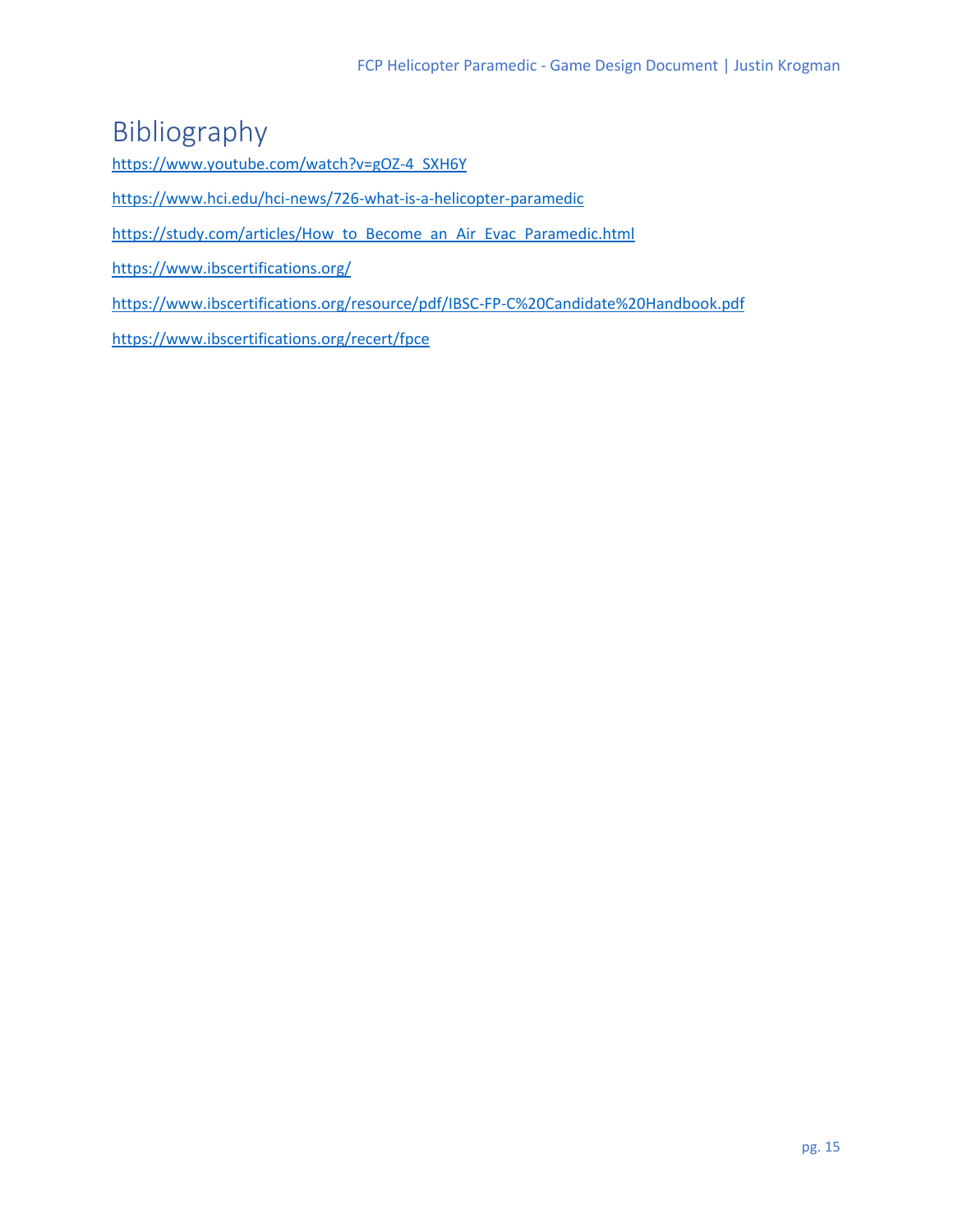# Bibliography

https://www.youtube.com/watch?v=gOZ-4_SXH6Y

https://www.hci.edu/hci-news/726-what-is-a-helicopter-paramedic

https://study.com/articles/How_to_Become_an_Air_Evac_Paramedic.html

https://www.ibscertifications.org/

https://www.ibscertifications.org/resource/pdf/IBSC-FP-C%20Candidate%20Handbook.pdf

https://www.ibscertifications.org/recert/fpce